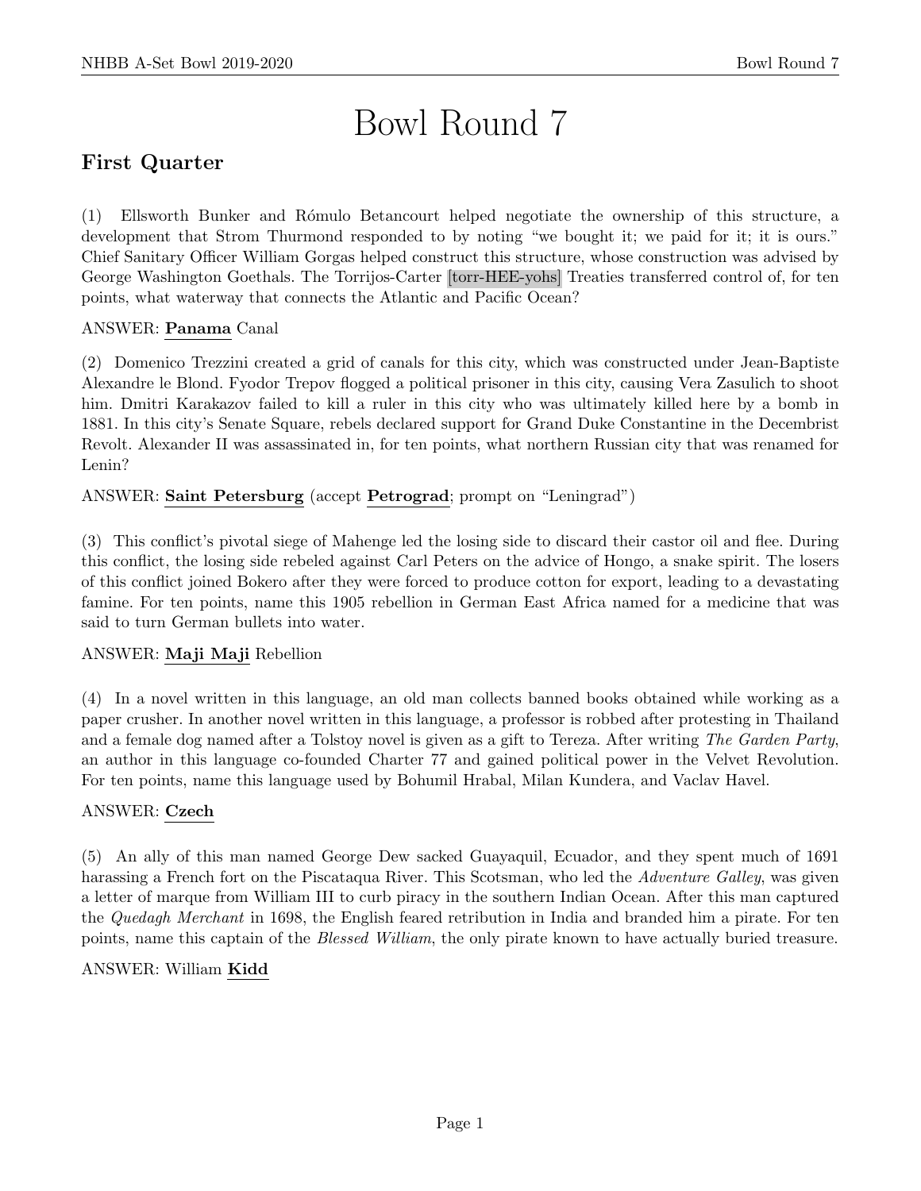# Bowl Round 7

## First Quarter

(1) Ellsworth Bunker and Rómulo Betancourt helped negotiate the ownership of this structure, a development that Strom Thurmond responded to by noting "we bought it; we paid for it; it is ours." Chief Sanitary Officer William Gorgas helped construct this structure, whose construction was advised by George Washington Goethals. The Torrijos-Carter [torr-HEE-yohs] Treaties transferred control of, for ten points, what waterway that connects the Atlantic and Pacific Ocean?

ANSWER: **Panama** Canal

(2) Domenico Trezzini created a grid of canals for this city, which was constructed under Jean-Baptiste Alexandre le Blond. Fyodor Trepov flogged a political prisoner in this city, causing Vera Zasulich to shoot him. Dmitri Karakazov failed to kill a ruler in this city who was ultimately killed here by a bomb in 1881. In this city's Senate Square, rebels declared support for Grand Duke Constantine in the Decembrist Revolt. Alexander II was assassinated in, for ten points, what northern Russian city that was renamed for Lenin?

ANSWER: **Saint Petersburg** (accept **Petrograd**; prompt on "Leningrad")

(3) This conflict's pivotal siege of Mahenge led the losing side to discard their castor oil and flee. During this conflict, the losing side rebeled against Carl Peters on the advice of Hongo, a snake spirit. The losers of this conflict joined Bokero after they were forced to produce cotton for export, leading to a devastating famine. For ten points, name this 1905 rebellion in German East Africa named for a medicine that was said to turn German bullets into water.

ANSWER: **Maji Maji** Rebellion

(4) In a novel written in this language, an old man collects banned books obtained while working as a paper crusher. In another novel written in this language, a professor is robbed after protesting in Thailand and a female dog named after a Tolstoy novel is given as a gift to Tereza. After writing *The Garden Party*, an author in this language co-founded Charter 77 and gained political power in the Velvet Revolution. For ten points, name this language used by Bohumil Hrabal, Milan Kundera, and Vaclav Havel.

ANSWER: **Czech**

(5) An ally of this man named George Dew sacked Guayaquil, Ecuador, and they spent much of 1691 harassing a French fort on the Piscataqua River. This Scotsman, who led the *Adventure Galley*, was given a letter of marque from William III to curb piracy in the southern Indian Ocean. After this man captured the *Quedagh Merchant* in 1698, the English feared retribution in India and branded him a pirate. For ten points, name this captain of the *Blessed William*, the only pirate known to have actually buried treasure.

ANSWER: William **Kidd**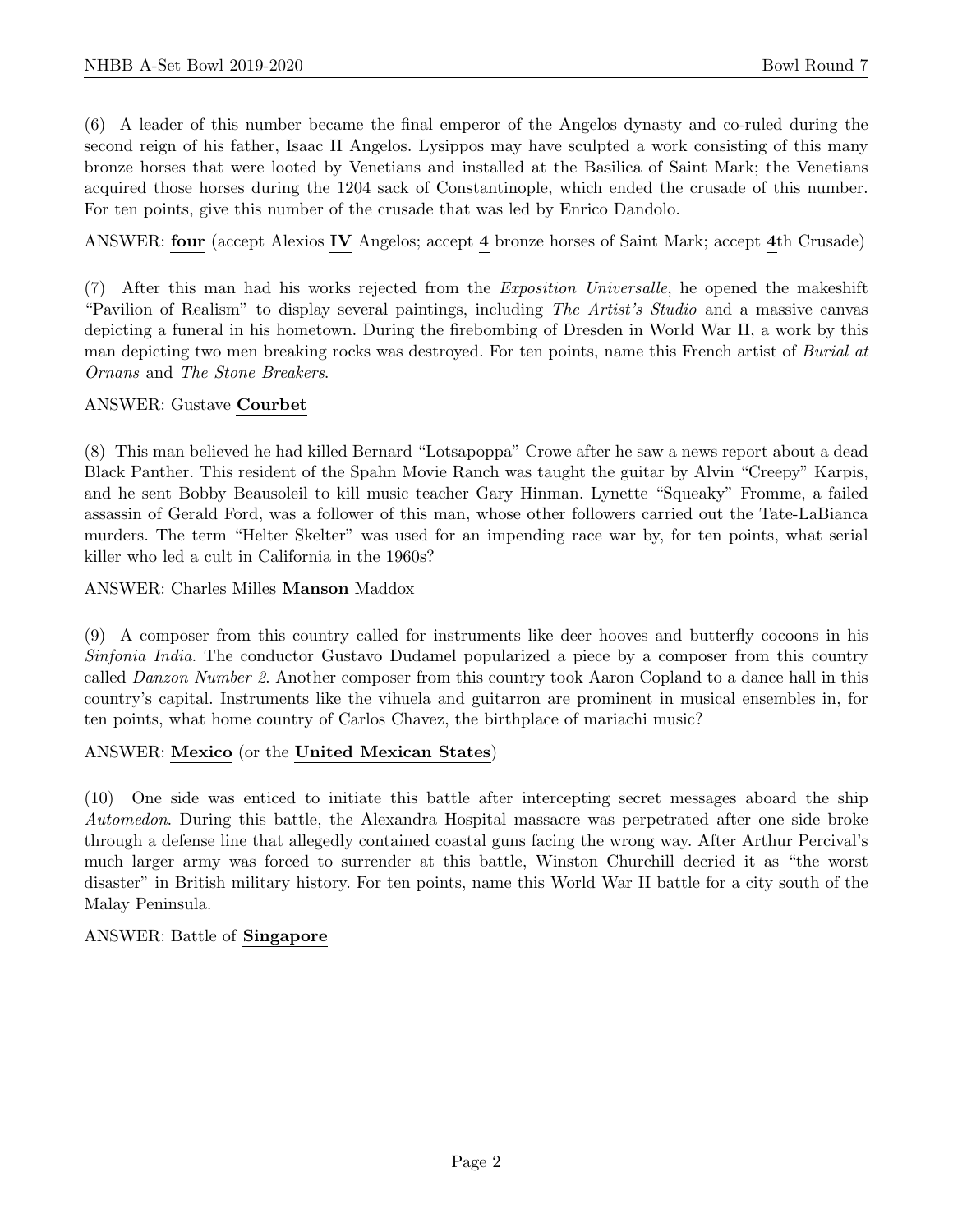(6) A leader of this number became the final emperor of the Angelos dynasty and co-ruled during the second reign of his father, Isaac II Angelos. Lysippos may have sculpted a work consisting of this many bronze horses that were looted by Venetians and installed at the Basilica of Saint Mark; the Venetians acquired those horses during the 1204 sack of Constantinople, which ended the crusade of this number. For ten points, give this number of the crusade that was led by Enrico Dandolo.

ANSWER: **four** (accept Alexios **IV** Angelos; accept **4** bronze horses of Saint Mark; accept **4**th Crusade)

(7) After this man had his works rejected from the *Exposition Universalle*, he opened the makeshift "Pavilion of Realism" to display several paintings, including *The Artist's Studio* and a massive canvas depicting a funeral in his hometown. During the firebombing of Dresden in World War II, a work by this man depicting two men breaking rocks was destroyed. For ten points, name this French artist of *Burial at Ornans* and *The Stone Breakers*.

ANSWER: Gustave **Courbet**

(8) This man believed he had killed Bernard "Lotsapoppa" Crowe after he saw a news report about a dead Black Panther. This resident of the Spahn Movie Ranch was taught the guitar by Alvin "Creepy" Karpis, and he sent Bobby Beausoleil to kill music teacher Gary Hinman. Lynette "Squeaky" Fromme, a failed assassin of Gerald Ford, was a follower of this man, whose other followers carried out the Tate-LaBianca murders. The term "Helter Skelter" was used for an impending race war by, for ten points, what serial killer who led a cult in California in the 1960s?

ANSWER: Charles Milles **Manson** Maddox

(9) A composer from this country called for instruments like deer hooves and butterfly cocoons in his *Sinfonia India*. The conductor Gustavo Dudamel popularized a piece by a composer from this country called *Danzon Number 2*. Another composer from this country took Aaron Copland to a dance hall in this country's capital. Instruments like the vihuela and guitarron are prominent in musical ensembles in, for ten points, what home country of Carlos Chavez, the birthplace of mariachi music?

ANSWER: **Mexico** (or the **United Mexican States**)

(10) One side was enticed to initiate this battle after intercepting secret messages aboard the ship *Automedon*. During this battle, the Alexandra Hospital massacre was perpetrated after one side broke through a defense line that allegedly contained coastal guns facing the wrong way. After Arthur Percival's much larger army was forced to surrender at this battle, Winston Churchill decried it as "the worst disaster" in British military history. For ten points, name this World War II battle for a city south of the Malay Peninsula.

ANSWER: Battle of **Singapore**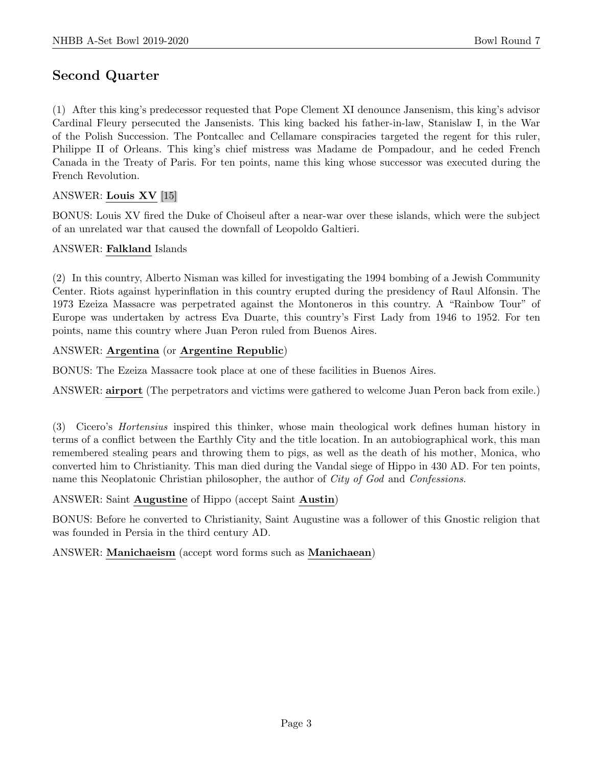## Second Quarter

(1) After this king's predecessor requested that Pope Clement XI denounce Jansenism, this king's advisor Cardinal Fleury persecuted the Jansenists. This king backed his father-in-law, Stanislaw I, in the War of the Polish Succession. The Pontcallec and Cellamare conspiracies targeted the regent for this ruler, Philippe II of Orleans. This king's chief mistress was Madame de Pompadour, and he ceded French Canada in the Treaty of Paris. For ten points, name this king whose successor was executed during the French Revolution.

ANSWER: **Louis XV** [15]

BONUS: Louis XV fired the Duke of Choiseul after a near-war over these islands, which were the subject of an unrelated war that caused the downfall of Leopoldo Galtieri.

ANSWER: **Falkland** Islands

(2) In this country, Alberto Nisman was killed for investigating the 1994 bombing of a Jewish Community Center. Riots against hyperinflation in this country erupted during the presidency of Raul Alfonsin. The 1973 Ezeiza Massacre was perpetrated against the Montoneros in this country. A "Rainbow Tour" of Europe was undertaken by actress Eva Duarte, this country's First Lady from 1946 to 1952. For ten points, name this country where Juan Peron ruled from Buenos Aires.

ANSWER: **Argentina** (or **Argentine Republic**)

BONUS: The Ezeiza Massacre took place at one of these facilities in Buenos Aires.

ANSWER: **airport** (The perpetrators and victims were gathered to welcome Juan Peron back from exile.)

(3) Cicero's *Hortensius* inspired this thinker, whose main theological work defines human history in terms of a conflict between the Earthly City and the title location. In an autobiographical work, this man remembered stealing pears and throwing them to pigs, as well as the death of his mother, Monica, who converted him to Christianity. This man died during the Vandal siege of Hippo in 430 AD. For ten points, name this Neoplatonic Christian philosopher, the author of *City of God* and *Confessions*.

ANSWER: Saint **Augustine** of Hippo (accept Saint **Austin**)

BONUS: Before he converted to Christianity, Saint Augustine was a follower of this Gnostic religion that was founded in Persia in the third century AD.

ANSWER: **Manichaeism** (accept word forms such as **Manichaean**)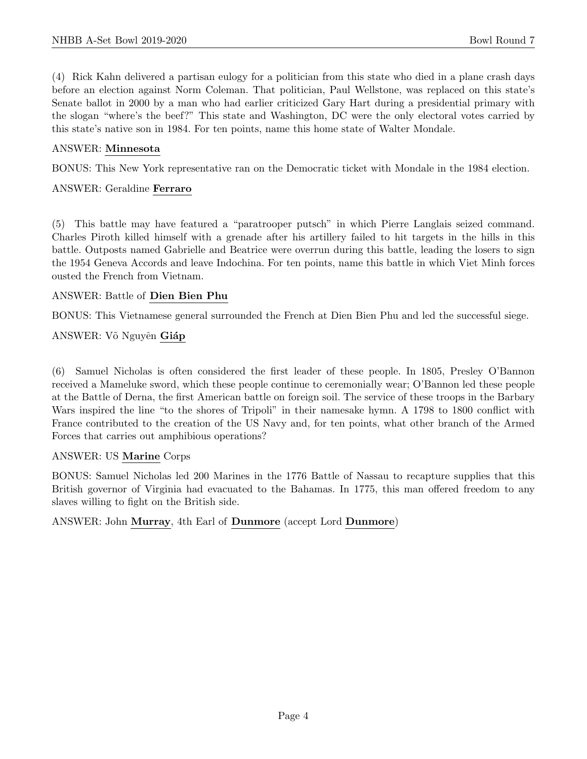(4) Rick Kahn delivered a partisan eulogy for a politician from this state who died in a plane crash days before an election against Norm Coleman. That politician, Paul Wellstone, was replaced on this state's Senate ballot in 2000 by a man who had earlier criticized Gary Hart during a presidential primary with the slogan "where's the beef?" This state and Washington, DC were the only electoral votes carried by this state's native son in 1984. For ten points, name this home state of Walter Mondale.

ANSWER: **Minnesota**

BONUS: This New York representative ran on the Democratic ticket with Mondale in the 1984 election.

ANSWER: Geraldine **Ferraro**

(5) This battle may have featured a "paratrooper putsch" in which Pierre Langlais seized command. Charles Piroth killed himself with a grenade after his artillery failed to hit targets in the hills in this battle. Outposts named Gabrielle and Beatrice were overrun during this battle, leading the losers to sign the 1954 Geneva Accords and leave Indochina. For ten points, name this battle in which Viet Minh forces ousted the French from Vietnam.

ANSWER: Battle of **Dien Bien Phu**

BONUS: This Vietnamese general surrounded the French at Dien Bien Phu and led the successful siege.

ANSWER: Võ Nguyên **Giáp**

(6) Samuel Nicholas is often considered the first leader of these people. In 1805, Presley O'Bannon received a Mameluke sword, which these people continue to ceremonially wear; O'Bannon led these people at the Battle of Derna, the first American battle on foreign soil. The service of these troops in the Barbary Wars inspired the line "to the shores of Tripoli" in their namesake hymn. A 1798 to 1800 conflict with France contributed to the creation of the US Navy and, for ten points, what other branch of the Armed Forces that carries out amphibious operations?

ANSWER: US **Marine** Corps

BONUS: Samuel Nicholas led 200 Marines in the 1776 Battle of Nassau to recapture supplies that this British governor of Virginia had evacuated to the Bahamas. In 1775, this man offered freedom to any slaves willing to fight on the British side.

ANSWER: John **Murray**, 4th Earl of **Dunmore** (accept Lord **Dunmore**)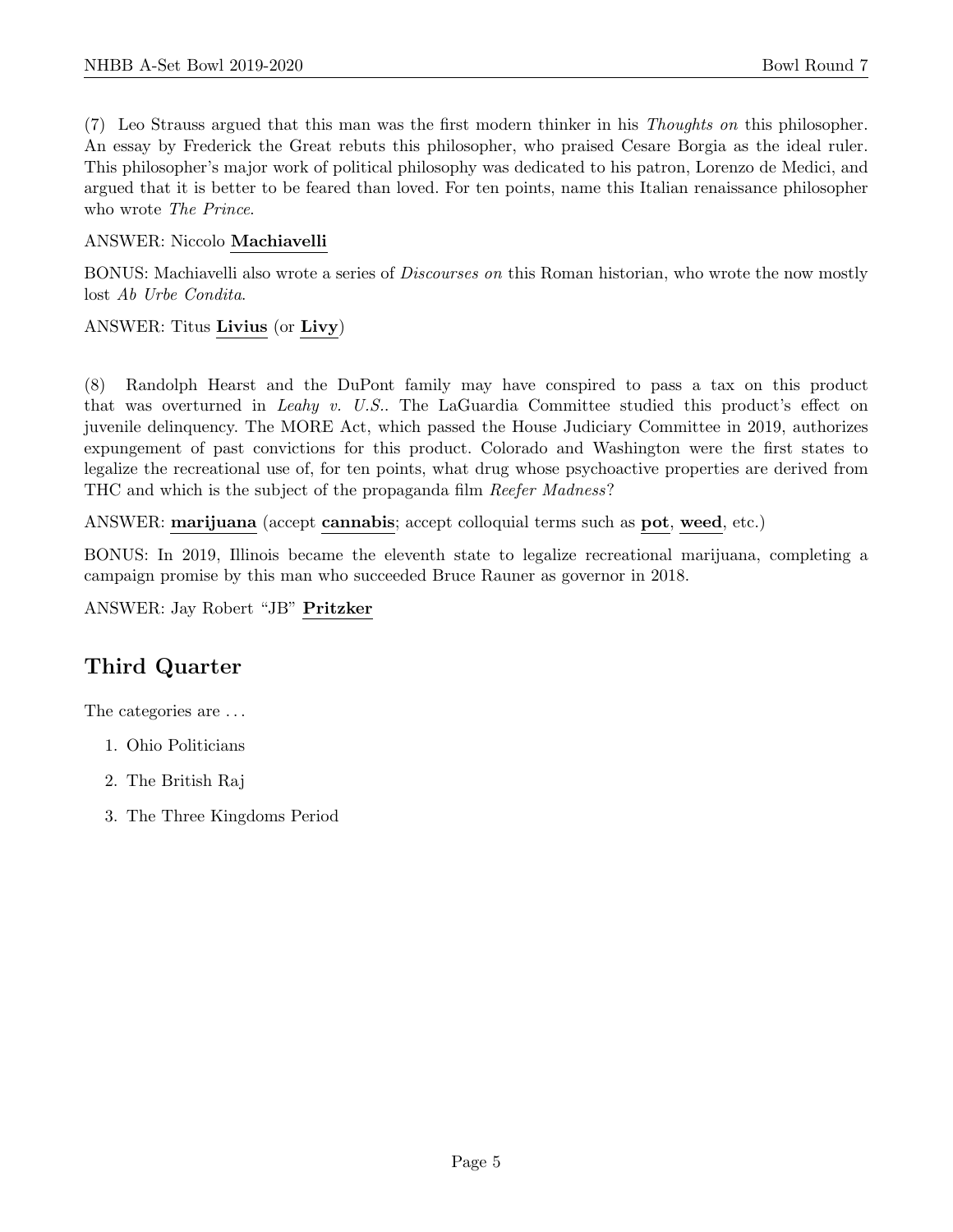(7) Leo Strauss argued that this man was the first modern thinker in his *Thoughts on* this philosopher. An essay by Frederick the Great rebuts this philosopher, who praised Cesare Borgia as the ideal ruler. This philosopher's major work of political philosophy was dedicated to his patron, Lorenzo de Medici, and argued that it is better to be feared than loved. For ten points, name this Italian renaissance philosopher who wrote *The Prince*.

ANSWER: Niccolo **Machiavelli**

BONUS: Machiavelli also wrote a series of *Discourses on* this Roman historian, who wrote the now mostly lost *Ab Urbe Condita*.

ANSWER: Titus **Livius** (or **Livy**)

(8) Randolph Hearst and the DuPont family may have conspired to pass a tax on this product that was overturned in *Leahy v. U.S.*. The LaGuardia Committee studied this product's effect on juvenile delinquency. The MORE Act, which passed the House Judiciary Committee in 2019, authorizes expungement of past convictions for this product. Colorado and Washington were the first states to legalize the recreational use of, for ten points, what drug whose psychoactive properties are derived from THC and which is the subject of the propaganda film *Reefer Madness*?

ANSWER: **marijuana** (accept **cannabis**; accept colloquial terms such as **pot**, **weed**, etc.)

BONUS: In 2019, Illinois became the eleventh state to legalize recreational marijuana, completing a campaign promise by this man who succeeded Bruce Rauner as governor in 2018.

ANSWER: Jay Robert "JB" **Pritzker**

## Third Quarter

The categories are ...

1. Ohio Politicians
2. The British Raj
3. The Three Kingdoms Period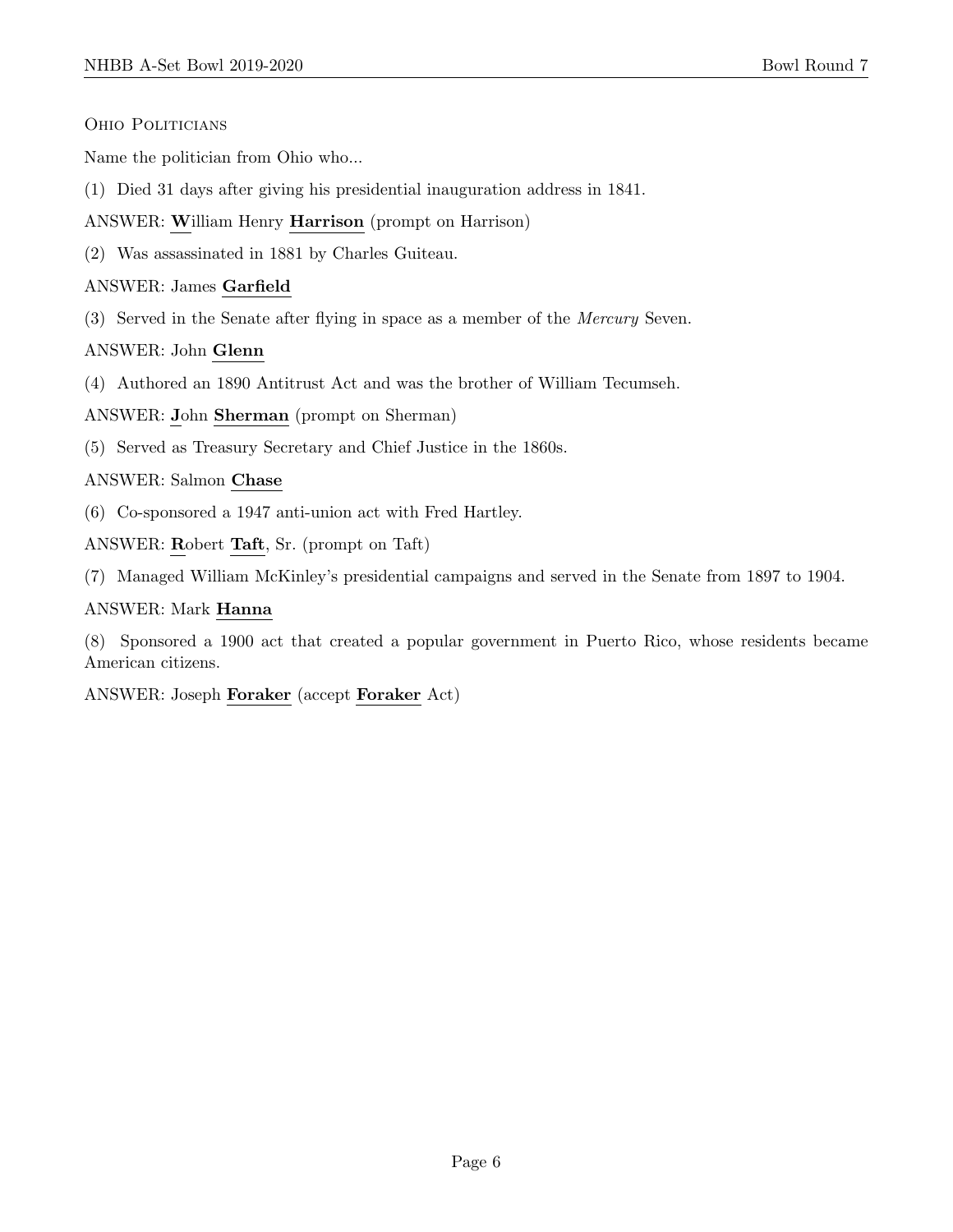## Ohio Politicians

Name the politician from Ohio who...

(1) Died 31 days after giving his presidential inauguration address in 1841.

ANSWER: **W**illiam Henry **Harrison** (prompt on Harrison)

(2) Was assassinated in 1881 by Charles Guiteau.

ANSWER: James **Garfield**

(3) Served in the Senate after flying in space as a member of the *Mercury* Seven.

ANSWER: John **Glenn**

(4) Authored an 1890 Antitrust Act and was the brother of William Tecumseh.

ANSWER: **J**ohn **Sherman** (prompt on Sherman)

(5) Served as Treasury Secretary and Chief Justice in the 1860s.

ANSWER: Salmon **Chase**

(6) Co-sponsored a 1947 anti-union act with Fred Hartley.

ANSWER: **R**obert **Taft**, Sr. (prompt on Taft)

(7) Managed William McKinley's presidential campaigns and served in the Senate from 1897 to 1904.

ANSWER: Mark **Hanna**

(8) Sponsored a 1900 act that created a popular government in Puerto Rico, whose residents became American citizens.

ANSWER: Joseph **Foraker** (accept **Foraker** Act)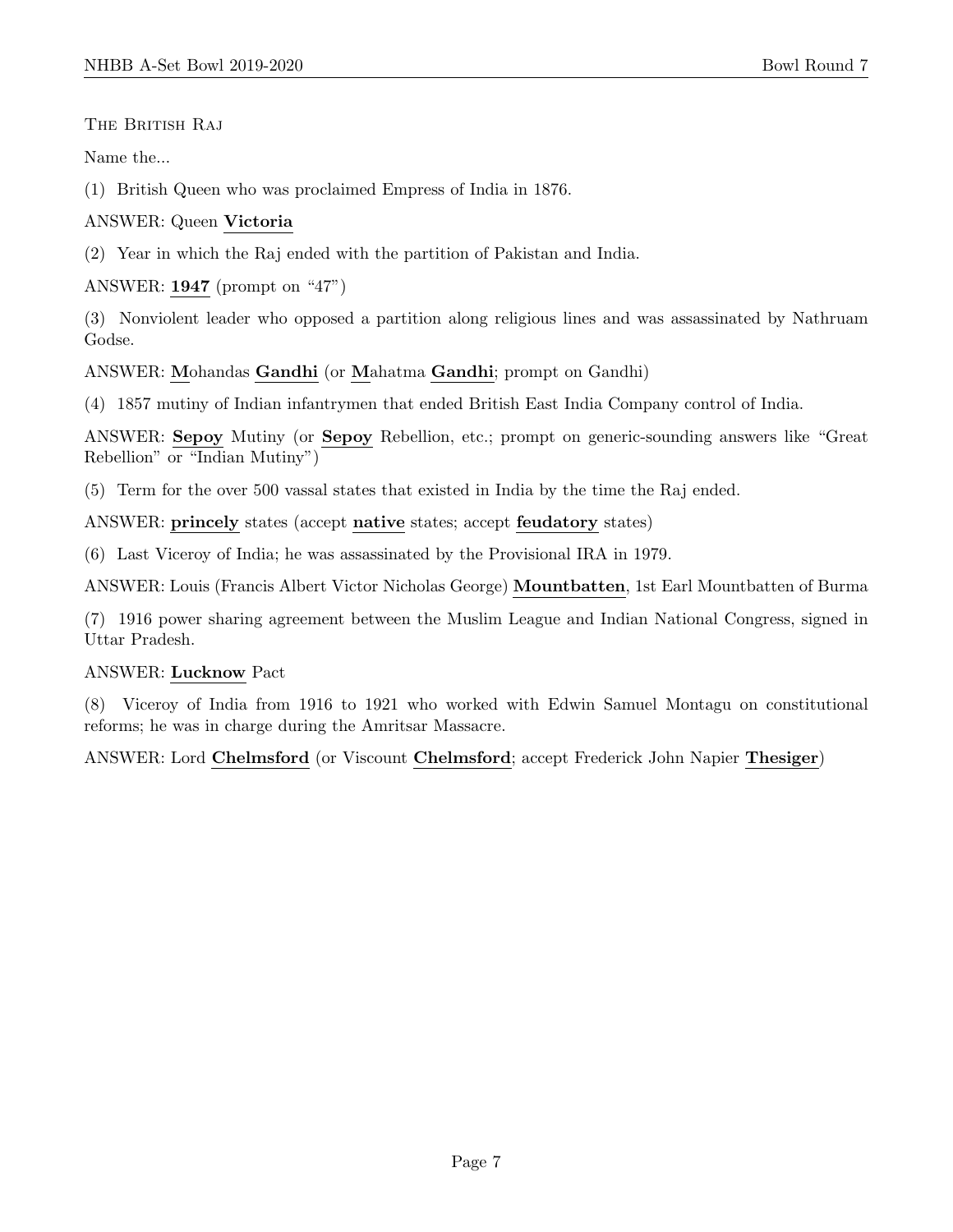The British Raj

Name the...

(1) British Queen who was proclaimed Empress of India in 1876.

ANSWER: Queen **Victoria**

(2) Year in which the Raj ended with the partition of Pakistan and India.

ANSWER: **1947** (prompt on "47")

(3) Nonviolent leader who opposed a partition along religious lines and was assassinated by Nathruam Godse.

ANSWER: **M**ohandas **Gandhi** (or **M**ahatma **Gandhi**; prompt on Gandhi)

(4) 1857 mutiny of Indian infantrymen that ended British East India Company control of India.

ANSWER: **Sepoy** Mutiny (or **Sepoy** Rebellion, etc.; prompt on generic-sounding answers like "Great Rebellion" or "Indian Mutiny")

(5) Term for the over 500 vassal states that existed in India by the time the Raj ended.

ANSWER: **princely** states (accept **native** states; accept **feudatory** states)

(6) Last Viceroy of India; he was assassinated by the Provisional IRA in 1979.

ANSWER: Louis (Francis Albert Victor Nicholas George) **Mountbatten**, 1st Earl Mountbatten of Burma

(7) 1916 power sharing agreement between the Muslim League and Indian National Congress, signed in Uttar Pradesh.

ANSWER: **Lucknow** Pact

(8) Viceroy of India from 1916 to 1921 who worked with Edwin Samuel Montagu on constitutional reforms; he was in charge during the Amritsar Massacre.

ANSWER: Lord **Chelmsford** (or Viscount **Chelmsford**; accept Frederick John Napier **Thesiger**)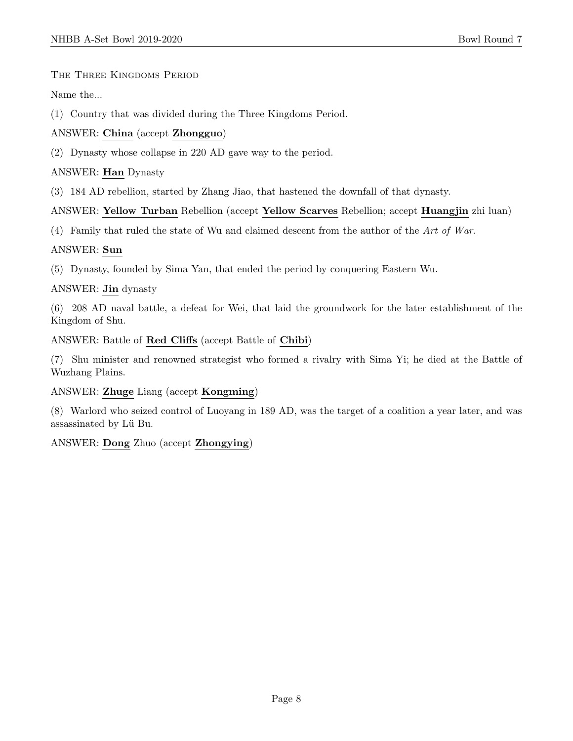The Three Kingdoms Period

Name the...

(1) Country that was divided during the Three Kingdoms Period.

ANSWER: **China** (accept **Zhongguo**)

(2) Dynasty whose collapse in 220 AD gave way to the period.

ANSWER: **Han** Dynasty

(3) 184 AD rebellion, started by Zhang Jiao, that hastened the downfall of that dynasty.

ANSWER: **Yellow Turban** Rebellion (accept **Yellow Scarves** Rebellion; accept **Huangjin** zhi luan)

(4) Family that ruled the state of Wu and claimed descent from the author of the *Art of War*.

ANSWER: **Sun**

(5) Dynasty, founded by Sima Yan, that ended the period by conquering Eastern Wu.

ANSWER: **Jin** dynasty

(6) 208 AD naval battle, a defeat for Wei, that laid the groundwork for the later establishment of the Kingdom of Shu.

ANSWER: Battle of **Red Cliffs** (accept Battle of **Chibi**)

(7) Shu minister and renowned strategist who formed a rivalry with Sima Yi; he died at the Battle of Wuzhang Plains.

ANSWER: **Zhuge** Liang (accept **Kongming**)

(8) Warlord who seized control of Luoyang in 189 AD, was the target of a coalition a year later, and was assassinated by Lü Bu.

ANSWER: **Dong** Zhuo (accept **Zhongying**)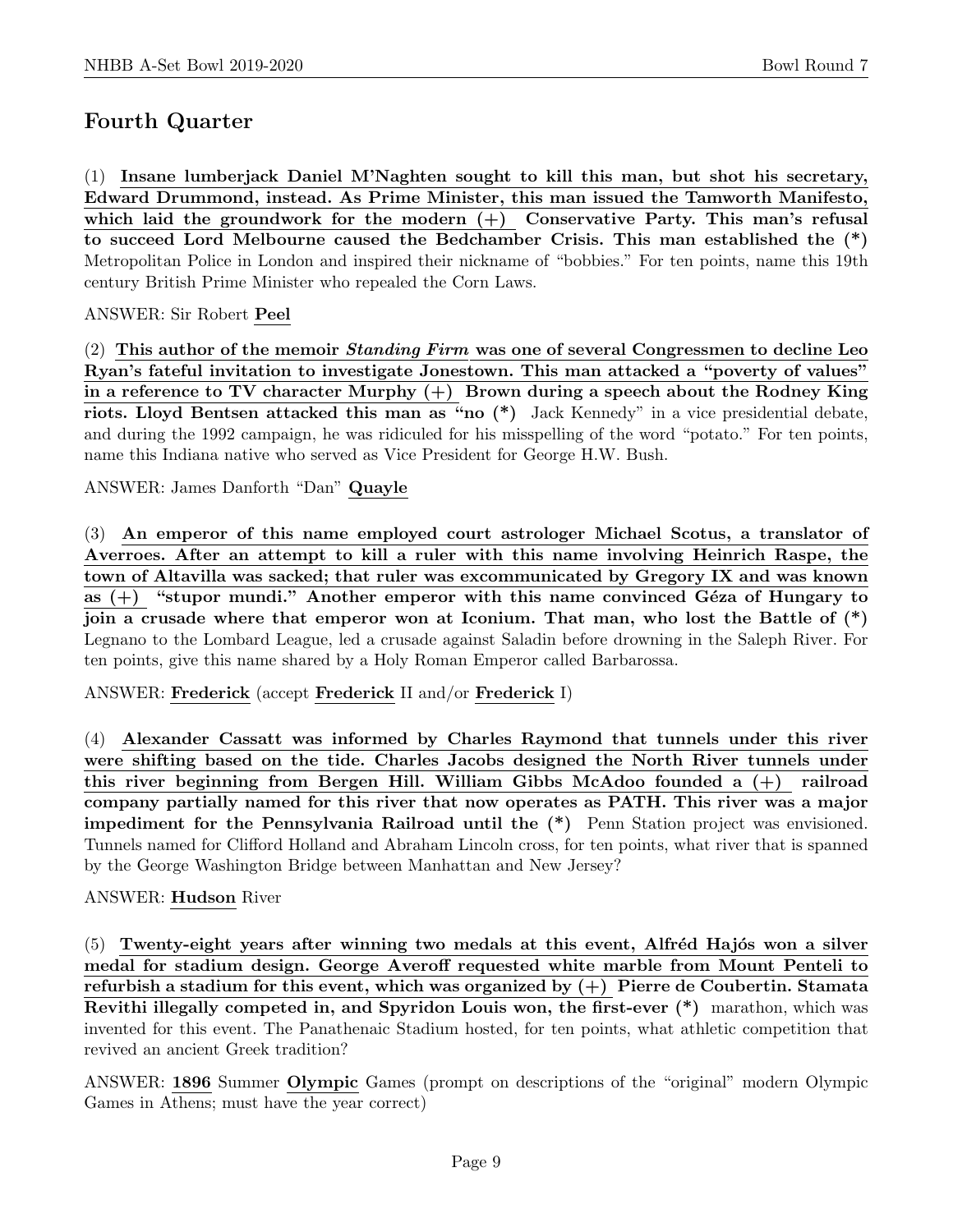## Fourth Quarter

(1) **Insane lumberjack Daniel M'Naghten sought to kill this man, but shot his secretary, Edward Drummond, instead. As Prime Minister, this man issued the Tamworth Manifesto, which laid the groundwork for the modern (+) Conservative Party. This man's refusal to succeed Lord Melbourne caused the Bedchamber Crisis. This man established the (*)** Metropolitan Police in London and inspired their nickname of "bobbies." For ten points, name this 19th century British Prime Minister who repealed the Corn Laws.

ANSWER: Sir Robert **Peel**

(2) **This author of the memoir *Standing Firm* was one of several Congressmen to decline Leo Ryan's fateful invitation to investigate Jonestown. This man attacked a "poverty of values" in a reference to TV character Murphy (+) Brown during a speech about the Rodney King riots. Lloyd Bentsen attacked this man as "no (*)** Jack Kennedy" in a vice presidential debate, and during the 1992 campaign, he was ridiculed for his misspelling of the word "potato." For ten points, name this Indiana native who served as Vice President for George H.W. Bush.

ANSWER: James Danforth "Dan" **Quayle**

(3) **An emperor of this name employed court astrologer Michael Scotus, a translator of Averroes. After an attempt to kill a ruler with this name involving Heinrich Raspe, the town of Altavilla was sacked; that ruler was excommunicated by Gregory IX and was known as (+) "stupor mundi." Another emperor with this name convinced Géza of Hungary to join a crusade where that emperor won at Iconium. That man, who lost the Battle of (*)** Legnano to the Lombard League, led a crusade against Saladin before drowning in the Saleph River. For ten points, give this name shared by a Holy Roman Emperor called Barbarossa.

ANSWER: **Frederick** (accept **Frederick** II and/or **Frederick** I)

(4) **Alexander Cassatt was informed by Charles Raymond that tunnels under this river were shifting based on the tide. Charles Jacobs designed the North River tunnels under this river beginning from Bergen Hill. William Gibbs McAdoo founded a (+) railroad company partially named for this river that now operates as PATH. This river was a major impediment for the Pennsylvania Railroad until the (*)** Penn Station project was envisioned. Tunnels named for Clifford Holland and Abraham Lincoln cross, for ten points, what river that is spanned by the George Washington Bridge between Manhattan and New Jersey?

ANSWER: **Hudson** River

(5) **Twenty-eight years after winning two medals at this event, Alfréd Hajós won a silver medal for stadium design. George Averoff requested white marble from Mount Penteli to refurbish a stadium for this event, which was organized by (+) Pierre de Coubertin. Stamata Revithi illegally competed in, and Spyridon Louis won, the first-ever (*)** marathon, which was invented for this event. The Panathenaic Stadium hosted, for ten points, what athletic competition that revived an ancient Greek tradition?

ANSWER: **1896** Summer **Olympic** Games (prompt on descriptions of the "original" modern Olympic Games in Athens; must have the year correct)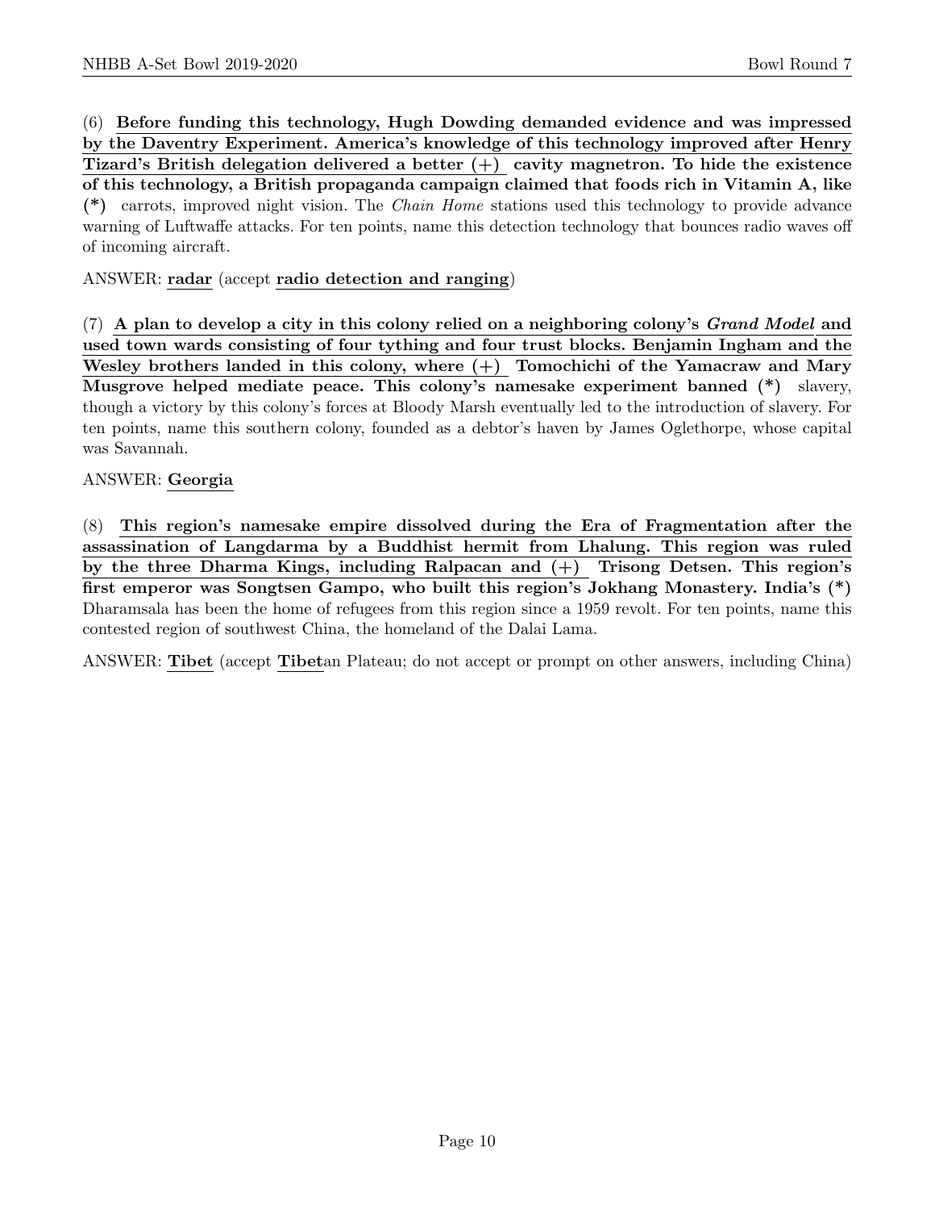(6) **Before funding this technology, Hugh Dowding demanded evidence and was impressed by the Daventry Experiment. America's knowledge of this technology improved after Henry Tizard's British delegation delivered a better (+) cavity magnetron. To hide the existence of this technology, a British propaganda campaign claimed that foods rich in Vitamin A, like (*)** carrots, improved night vision. The *Chain Home* stations used this technology to provide advance warning of Luftwaffe attacks. For ten points, name this detection technology that bounces radio waves off of incoming aircraft.

ANSWER: **radar** (accept **radio detection and ranging**)

(7) **A plan to develop a city in this colony relied on a neighboring colony's *Grand Model* and used town wards consisting of four tything and four trust blocks. Benjamin Ingham and the Wesley brothers landed in this colony, where (+) Tomochichi of the Yamacraw and Mary Musgrove helped mediate peace. This colony's namesake experiment banned (*)** slavery, though a victory by this colony's forces at Bloody Marsh eventually led to the introduction of slavery. For ten points, name this southern colony, founded as a debtor's haven by James Oglethorpe, whose capital was Savannah.

ANSWER: **Georgia**

(8) **This region's namesake empire dissolved during the Era of Fragmentation after the assassination of Langdarma by a Buddhist hermit from Lhalung. This region was ruled by the three Dharma Kings, including Ralpacan and (+) Trisong Detsen. This region's first emperor was Songtsen Gampo, who built this region's Jokhang Monastery. India's (*)** Dharamsala has been the home of refugees from this region since a 1959 revolt. For ten points, name this contested region of southwest China, the homeland of the Dalai Lama.

ANSWER: **Tibet** (accept **Tibet**an Plateau; do not accept or prompt on other answers, including China)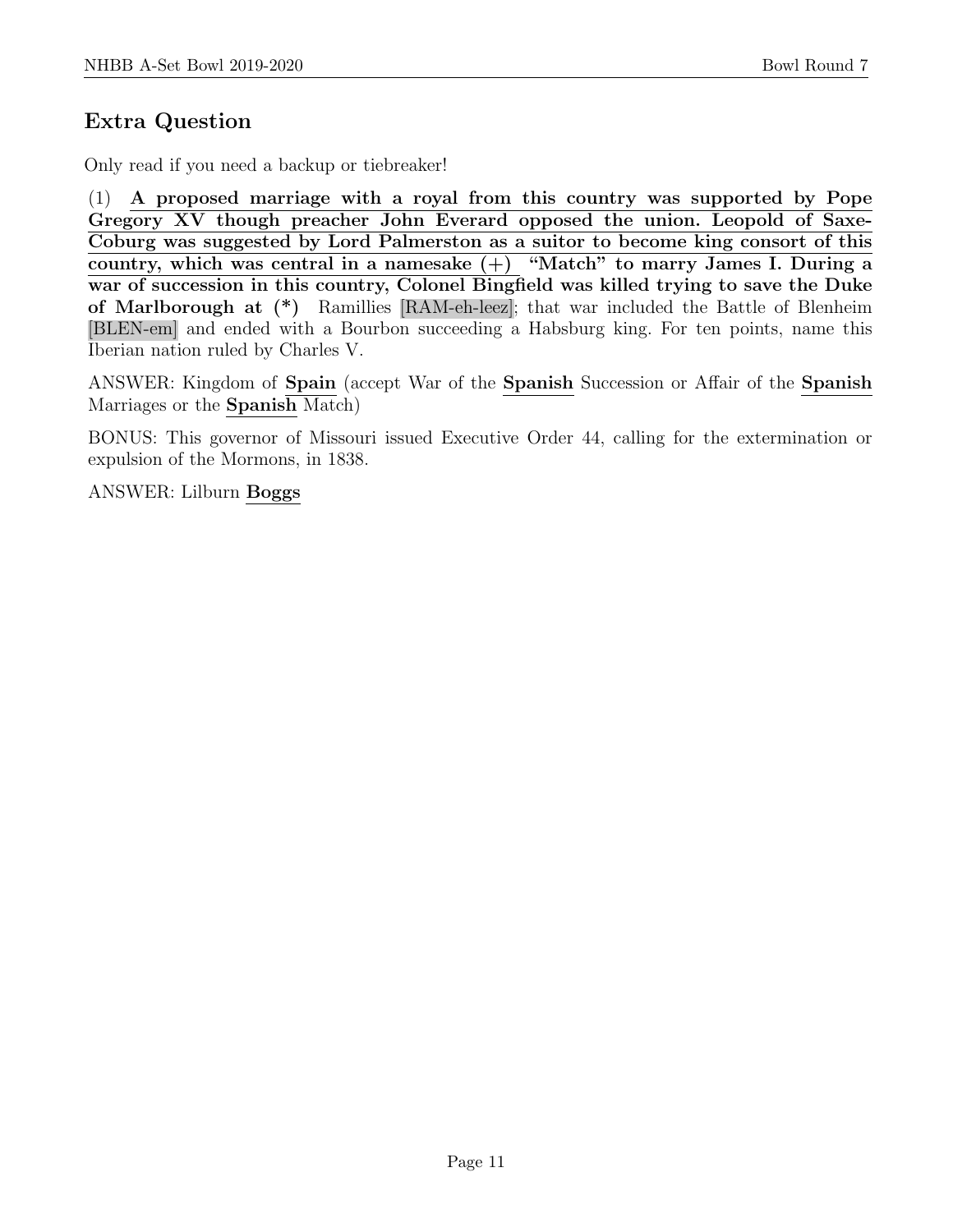## Extra Question

Only read if you need a backup or tiebreaker!

(1) **A proposed marriage with a royal from this country was supported by Pope Gregory XV though preacher John Everard opposed the union. Leopold of Saxe-Coburg was suggested by Lord Palmerston as a suitor to become king consort of this country, which was central in a namesake (+) "Match" to marry James I. During a war of succession in this country, Colonel Bingfield was killed trying to save the Duke of Marlborough at (*)** Ramillies [RAM-eh-leez]; that war included the Battle of Blenheim [BLEN-em] and ended with a Bourbon succeeding a Habsburg king. For ten points, name this Iberian nation ruled by Charles V.

ANSWER: Kingdom of **Spain** (accept War of the **Spanish** Succession or Affair of the **Spanish** Marriages or the **Spanish** Match)

BONUS: This governor of Missouri issued Executive Order 44, calling for the extermination or expulsion of the Mormons, in 1838.

ANSWER: Lilburn **Boggs**